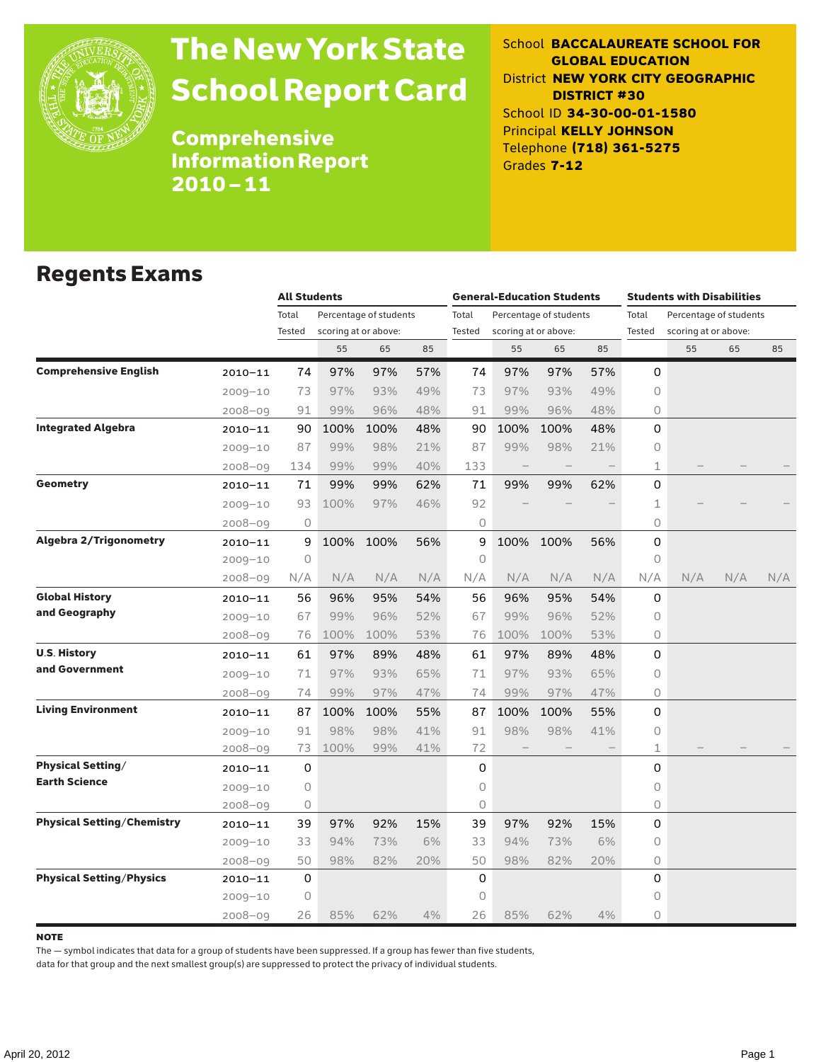# The New York State School Report Card

## Comprehensive Information Report 2010–11

School **BACCALAUREATE SCHOOL FOR GLOBAL EDUCATION**
District **NEW YORK CITY GEOGRAPHIC DISTRICT #30**
School ID **34-30-00-01-1580**
Principal **KELLY JOHNSON**
Telephone **(718) 361-5275**
Grades **7-12**

## Regents Exams

| | | All Students | | | | General-Education Students | | | | Students with Disabilities | | | |
|---|---|---|---|---|---|---|---|---|---|---|---|---|---|
| | | Total Tested | Percentage of students scoring at or above: | | | Total Tested | Percentage of students scoring at or above: | | | Total Tested | Percentage of students scoring at or above: | | |
| | | | 55 | 65 | 85 | | 55 | 65 | 85 | | 55 | 65 | 85 |
| **Comprehensive English** | 2010–11 | 74 | 97% | 97% | 57% | 74 | 97% | 97% | 57% | 0 | | | |
| | 2009–10 | 73 | 97% | 93% | 49% | 73 | 97% | 93% | 49% | 0 | | | |
| | 2008–09 | 91 | 99% | 96% | 48% | 91 | 99% | 96% | 48% | 0 | | | |
| **Integrated Algebra** | 2010–11 | 90 | 100% | 100% | 48% | 90 | 100% | 100% | 48% | 0 | | | |
| | 2009–10 | 87 | 99% | 98% | 21% | 87 | 99% | 98% | 21% | 0 | | | |
| | 2008–09 | 134 | 99% | 99% | 40% | 133 | – | – | – | 1 | – | – | – |
| **Geometry** | 2010–11 | 71 | 99% | 99% | 62% | 71 | 99% | 99% | 62% | 0 | | | |
| | 2009–10 | 93 | 100% | 97% | 46% | 92 | – | – | – | 1 | – | – | – |
| | 2008–09 | 0 | | | | 0 | | | | 0 | | | |
| **Algebra 2/Trigonometry** | 2010–11 | 9 | 100% | 100% | 56% | 9 | 100% | 100% | 56% | 0 | | | |
| | 2009–10 | 0 | | | | 0 | | | | 0 | | | |
| | 2008–09 | N/A | N/A | N/A | N/A | N/A | N/A | N/A | N/A | N/A | N/A | N/A | N/A |
| **Global History and Geography** | 2010–11 | 56 | 96% | 95% | 54% | 56 | 96% | 95% | 54% | 0 | | | |
| | 2009–10 | 67 | 99% | 96% | 52% | 67 | 99% | 96% | 52% | 0 | | | |
| | 2008–09 | 76 | 100% | 100% | 53% | 76 | 100% | 100% | 53% | 0 | | | |
| **U.S. History and Government** | 2010–11 | 61 | 97% | 89% | 48% | 61 | 97% | 89% | 48% | 0 | | | |
| | 2009–10 | 71 | 97% | 93% | 65% | 71 | 97% | 93% | 65% | 0 | | | |
| | 2008–09 | 74 | 99% | 97% | 47% | 74 | 99% | 97% | 47% | 0 | | | |
| **Living Environment** | 2010–11 | 87 | 100% | 100% | 55% | 87 | 100% | 100% | 55% | 0 | | | |
| | 2009–10 | 91 | 98% | 98% | 41% | 91 | 98% | 98% | 41% | 0 | | | |
| | 2008–09 | 73 | 100% | 99% | 41% | 72 | – | – | – | 1 | – | – | – |
| **Physical Setting/Earth Science** | 2010–11 | 0 | | | | 0 | | | | 0 | | | |
| | 2009–10 | 0 | | | | 0 | | | | 0 | | | |
| | 2008–09 | 0 | | | | 0 | | | | 0 | | | |
| **Physical Setting/Chemistry** | 2010–11 | 39 | 97% | 92% | 15% | 39 | 97% | 92% | 15% | 0 | | | |
| | 2009–10 | 33 | 94% | 73% | 6% | 33 | 94% | 73% | 6% | 0 | | | |
| | 2008–09 | 50 | 98% | 82% | 20% | 50 | 98% | 82% | 20% | 0 | | | |
| **Physical Setting/Physics** | 2010–11 | 0 | | | | 0 | | | | 0 | | | |
| | 2009–10 | 0 | | | | 0 | | | | 0 | | | |
| | 2008–09 | 26 | 85% | 62% | 4% | 26 | 85% | 62% | 4% | 0 | | | |

**NOTE**

The — symbol indicates that data for a group of students have been suppressed. If a group has fewer than five students, data for that group and the next smallest group(s) are suppressed to protect the privacy of individual students.

April 20, 2012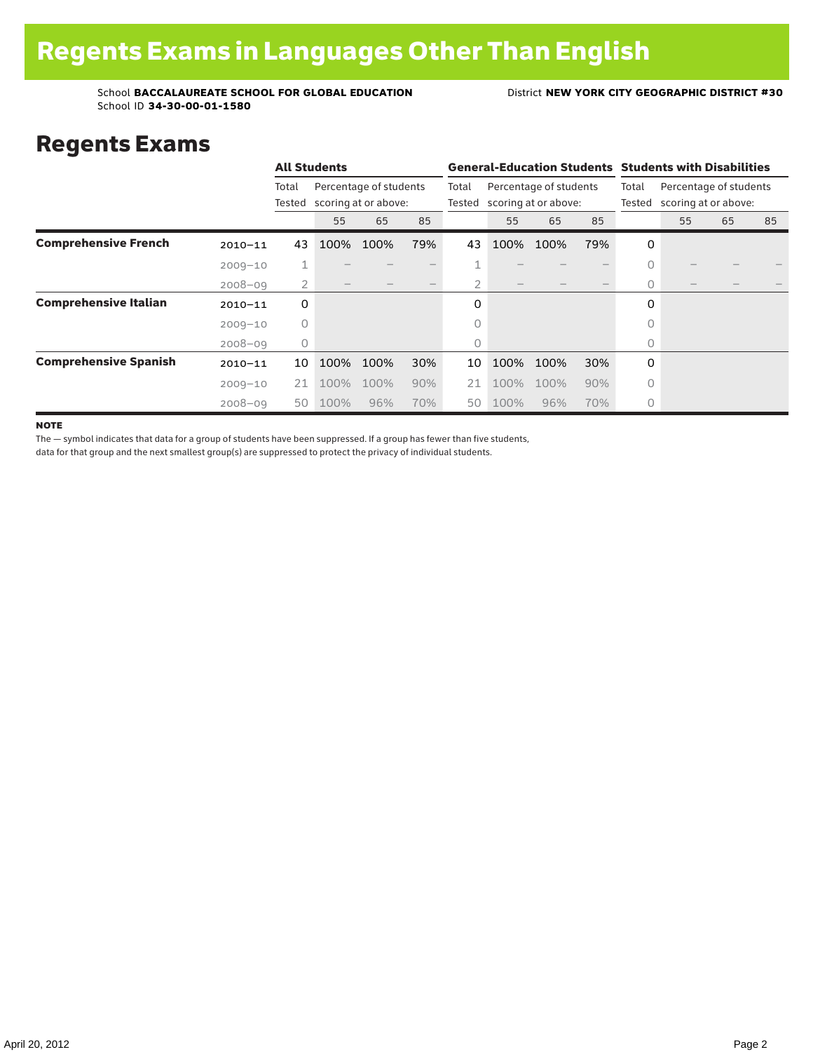# Regents Exams in Languages Other Than English

School **BACCALAUREATE SCHOOL FOR GLOBAL EDUCATION**
School ID **34-30-00-01-1580**
District **NEW YORK CITY GEOGRAPHIC DISTRICT #30**

## Regents Exams

| | | All Students | | | | General-Education Students | | | | Students with Disabilities | | | |
|---|---|---|---|---|---|---|---|---|---|---|---|---|---|
| | | Total Tested | Percentage of students scoring at or above: | | | Total Tested | Percentage of students scoring at or above: | | | Total Tested | Percentage of students scoring at or above: | | |
| | | | 55 | 65 | 85 | | 55 | 65 | 85 | | 55 | 65 | 85 |
| **Comprehensive French** | 2010–11 | 43 | 100% | 100% | 79% | 43 | 100% | 100% | 79% | 0 | | | |
| | 2009–10 | 1 | – | – | – | 1 | – | – | – | 0 | – | – | – |
| | 2008–09 | 2 | – | – | – | 2 | – | – | – | 0 | – | – | – |
| **Comprehensive Italian** | 2010–11 | 0 | | | | 0 | | | | 0 | | | |
| | 2009–10 | 0 | | | | 0 | | | | 0 | | | |
| | 2008–09 | 0 | | | | 0 | | | | 0 | | | |
| **Comprehensive Spanish** | 2010–11 | 10 | 100% | 100% | 30% | 10 | 100% | 100% | 30% | 0 | | | |
| | 2009–10 | 21 | 100% | 100% | 90% | 21 | 100% | 100% | 90% | 0 | | | |
| | 2008–09 | 50 | 100% | 96% | 70% | 50 | 100% | 96% | 70% | 0 | | | |

**NOTE**

The — symbol indicates that data for a group of students have been suppressed. If a group has fewer than five students, data for that group and the next smallest group(s) are suppressed to protect the privacy of individual students.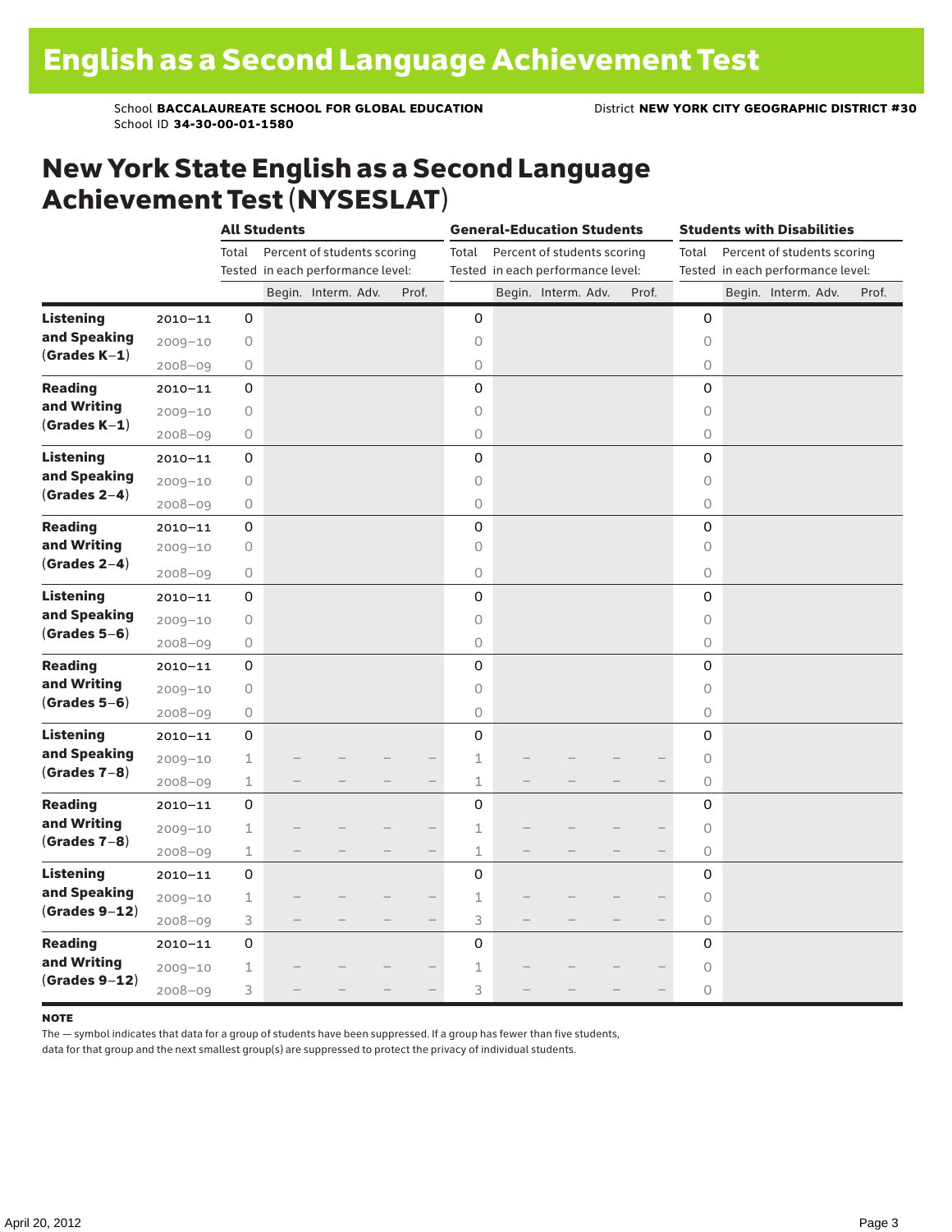# English as a Second Language Achievement Test

School **BACCALAUREATE SCHOOL FOR GLOBAL EDUCATION** District **NEW YORK CITY GEOGRAPHIC DISTRICT #30**
School ID **34-30-00-01-1580**

## New York State English as a Second Language Achievement Test (NYSESLAT)

| | | All Students | | | | | General-Education Students | | | | | Students with Disabilities | | | | |
|---|---|---|---|---|---|---|---|---|---|---|---|---|---|---|---|---|
| | | Total Tested | Percent of students scoring in each performance level: | | | | Total Tested | Percent of students scoring in each performance level: | | | | Total Tested | Percent of students scoring in each performance level: | | | |
| | | | Begin. | Interm. | Adv. | Prof. | | Begin. | Interm. | Adv. | Prof. | | Begin. | Interm. | Adv. | Prof. |
| **Listening and Speaking (Grades K–1)** | 2010–11 | 0 | | | | | 0 | | | | | 0 | | | | |
| | 2009–10 | 0 | | | | | 0 | | | | | 0 | | | | |
| | 2008–09 | 0 | | | | | 0 | | | | | 0 | | | | |
| **Reading and Writing (Grades K–1)** | 2010–11 | 0 | | | | | 0 | | | | | 0 | | | | |
| | 2009–10 | 0 | | | | | 0 | | | | | 0 | | | | |
| | 2008–09 | 0 | | | | | 0 | | | | | 0 | | | | |
| **Listening and Speaking (Grades 2–4)** | 2010–11 | 0 | | | | | 0 | | | | | 0 | | | | |
| | 2009–10 | 0 | | | | | 0 | | | | | 0 | | | | |
| | 2008–09 | 0 | | | | | 0 | | | | | 0 | | | | |
| **Reading and Writing (Grades 2–4)** | 2010–11 | 0 | | | | | 0 | | | | | 0 | | | | |
| | 2009–10 | 0 | | | | | 0 | | | | | 0 | | | | |
| | 2008–09 | 0 | | | | | 0 | | | | | 0 | | | | |
| **Listening and Speaking (Grades 5–6)** | 2010–11 | 0 | | | | | 0 | | | | | 0 | | | | |
| | 2009–10 | 0 | | | | | 0 | | | | | 0 | | | | |
| | 2008–09 | 0 | | | | | 0 | | | | | 0 | | | | |
| **Reading and Writing (Grades 5–6)** | 2010–11 | 0 | | | | | 0 | | | | | 0 | | | | |
| | 2009–10 | 0 | | | | | 0 | | | | | 0 | | | | |
| | 2008–09 | 0 | | | | | 0 | | | | | 0 | | | | |
| **Listening and Speaking (Grades 7–8)** | 2010–11 | 0 | | | | | 0 | | | | | 0 | | | | |
| | 2009–10 | 1 | – | – | – | – | 1 | – | – | – | – | 0 | | | | |
| | 2008–09 | 1 | – | – | – | – | 1 | – | – | – | – | 0 | | | | |
| **Reading and Writing (Grades 7–8)** | 2010–11 | 0 | | | | | 0 | | | | | 0 | | | | |
| | 2009–10 | 1 | – | – | – | – | 1 | – | – | – | – | 0 | | | | |
| | 2008–09 | 1 | – | – | – | – | 1 | – | – | – | – | 0 | | | | |
| **Listening and Speaking (Grades 9–12)** | 2010–11 | 0 | | | | | 0 | | | | | 0 | | | | |
| | 2009–10 | 1 | – | – | – | – | 1 | – | – | – | – | 0 | | | | |
| | 2008–09 | 3 | – | – | – | – | 3 | – | – | – | – | 0 | | | | |
| **Reading and Writing (Grades 9–12)** | 2010–11 | 0 | | | | | 0 | | | | | 0 | | | | |
| | 2009–10 | 1 | – | – | – | – | 1 | – | – | – | – | 0 | | | | |
| | 2008–09 | 3 | – | – | – | – | 3 | – | – | – | – | 0 | | | | |

**NOTE**
The — symbol indicates that data for a group of students have been suppressed. If a group has fewer than five students, data for that group and the next smallest group(s) are suppressed to protect the privacy of individual students.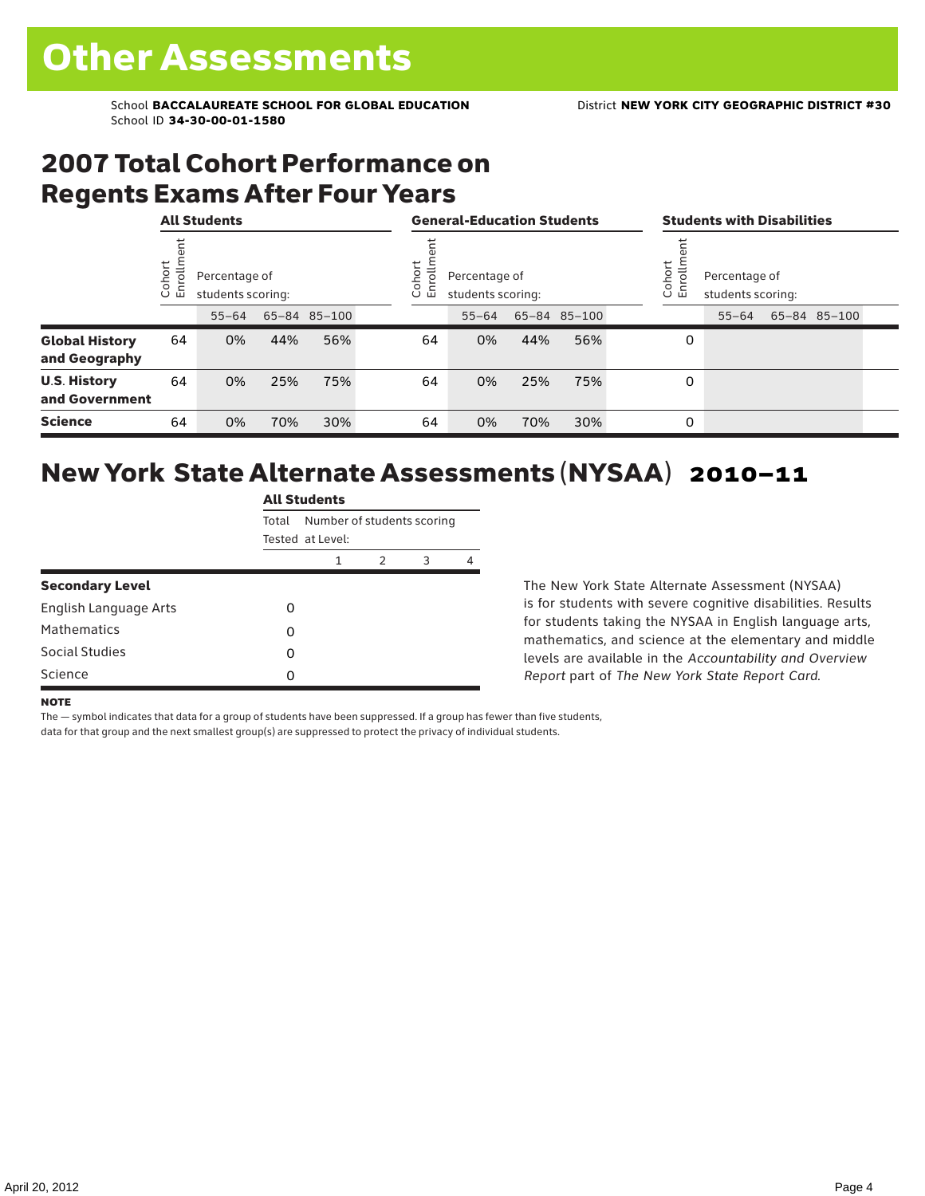# Other Assessments

School **BACCALAUREATE SCHOOL FOR GLOBAL EDUCATION** District **NEW YORK CITY GEOGRAPHIC DISTRICT #30**
School ID **34-30-00-01-1580**

## 2007 Total Cohort Performance on Regents Exams After Four Years

| | **All Students** | | | | **General-Education Students** | | | | **Students with Disabilities** | | | |
|---|---|---|---|---|---|---|---|---|---|---|---|---|
| | Cohort Enrollment | Percentage of students scoring: | | | Cohort Enrollment | Percentage of students scoring: | | | Cohort Enrollment | Percentage of students scoring: | | |
| | | 55–64 | 65–84 | 85–100 | | 55–64 | 65–84 | 85–100 | | 55–64 | 65–84 | 85–100 |
| **Global History and Geography** | 64 | 0% | 44% | 56% | 64 | 0% | 44% | 56% | 0 | | | |
| **U.S. History and Government** | 64 | 0% | 25% | 75% | 64 | 0% | 25% | 75% | 0 | | | |
| **Science** | 64 | 0% | 70% | 30% | 64 | 0% | 70% | 30% | 0 | | | |

## New York State Alternate Assessments (NYSAA) 2010–11

| | **All Students** | | | | |
|---|---|---|---|---|---|
| | Total Tested | Number of students scoring at Level: | | | |
| | | 1 | 2 | 3 | 4 |
| **Secondary Level** | | | | | |
| English Language Arts | 0 | | | | |
| Mathematics | 0 | | | | |
| Social Studies | 0 | | | | |
| Science | 0 | | | | |

The New York State Alternate Assessment (NYSAA) is for students with severe cognitive disabilities. Results for students taking the NYSAA in English language arts, mathematics, and science at the elementary and middle levels are available in the *Accountability and Overview Report* part of *The New York State Report Card*.

**NOTE**

The — symbol indicates that data for a group of students have been suppressed. If a group has fewer than five students, data for that group and the next smallest group(s) are suppressed to protect the privacy of individual students.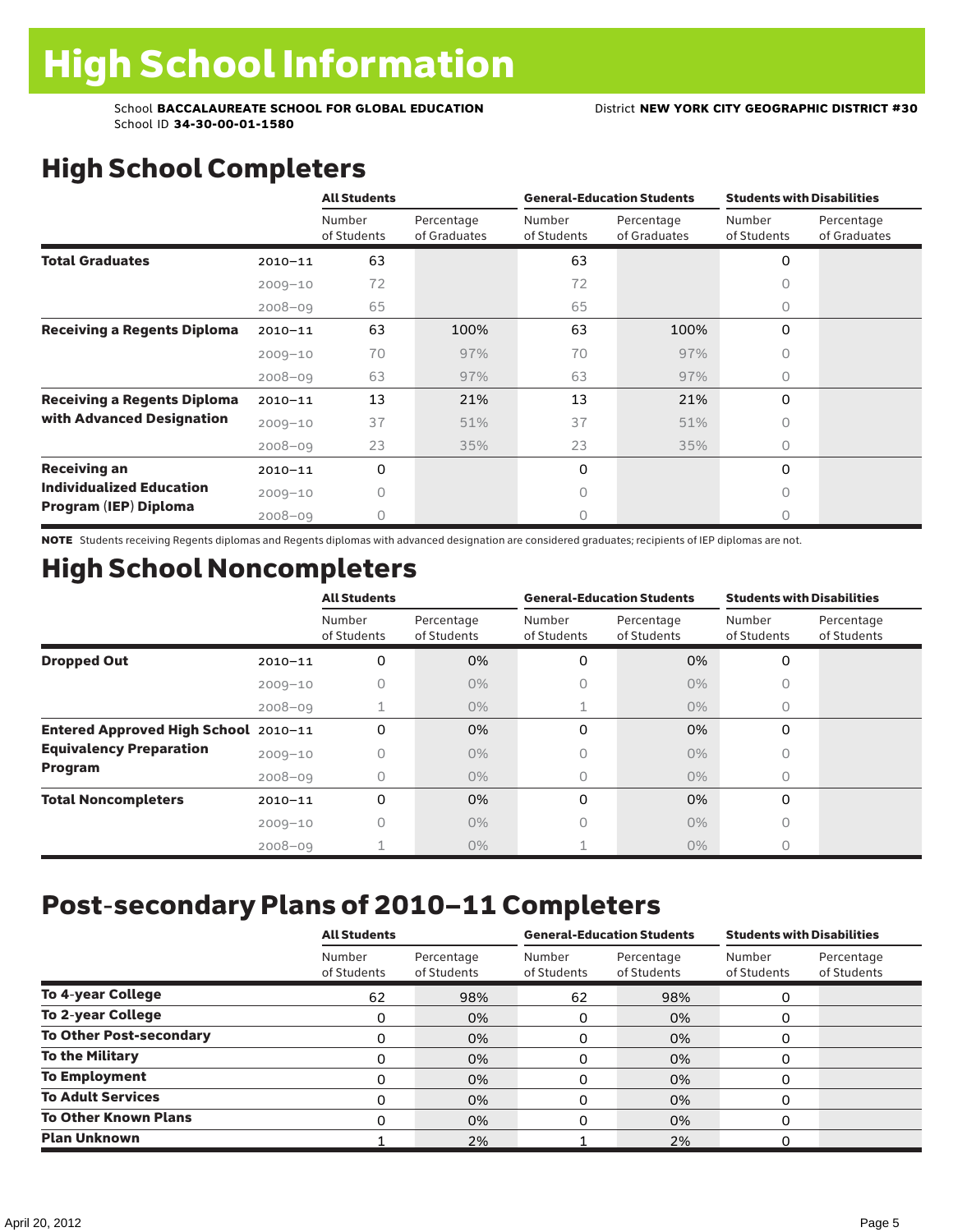# High School Information

School **BACCALAUREATE SCHOOL FOR GLOBAL EDUCATION** District **NEW YORK CITY GEOGRAPHIC DISTRICT #30**
School ID **34-30-00-01-1580**

## High School Completers

| | | All Students | | General-Education Students | | Students with Disabilities | |
|---|---|---|---|---|---|---|---|
| | | Number of Students | Percentage of Graduates | Number of Students | Percentage of Graduates | Number of Students | Percentage of Graduates |
| **Total Graduates** | 2010–11 | 63 | | 63 | | 0 | |
| | 2009–10 | 72 | | 72 | | 0 | |
| | 2008–09 | 65 | | 65 | | 0 | |
| **Receiving a Regents Diploma** | 2010–11 | 63 | 100% | 63 | 100% | 0 | |
| | 2009–10 | 70 | 97% | 70 | 97% | 0 | |
| | 2008–09 | 63 | 97% | 63 | 97% | 0 | |
| **Receiving a Regents Diploma with Advanced Designation** | 2010–11 | 13 | 21% | 13 | 21% | 0 | |
| | 2009–10 | 37 | 51% | 37 | 51% | 0 | |
| | 2008–09 | 23 | 35% | 23 | 35% | 0 | |
| **Receiving an Individualized Education Program (IEP) Diploma** | 2010–11 | 0 | | 0 | | 0 | |
| | 2009–10 | 0 | | 0 | | 0 | |
| | 2008–09 | 0 | | 0 | | 0 | |

**NOTE** Students receiving Regents diplomas and Regents diplomas with advanced designation are considered graduates; recipients of IEP diplomas are not.

## High School Noncompleters

| | | All Students | | General-Education Students | | Students with Disabilities | |
|---|---|---|---|---|---|---|---|
| | | Number of Students | Percentage of Students | Number of Students | Percentage of Students | Number of Students | Percentage of Students |
| **Dropped Out** | 2010–11 | 0 | 0% | 0 | 0% | 0 | |
| | 2009–10 | 0 | 0% | 0 | 0% | 0 | |
| | 2008–09 | 1 | 0% | 1 | 0% | 0 | |
| **Entered Approved High School Equivalency Preparation Program** | 2010–11 | 0 | 0% | 0 | 0% | 0 | |
| | 2009–10 | 0 | 0% | 0 | 0% | 0 | |
| | 2008–09 | 0 | 0% | 0 | 0% | 0 | |
| **Total Noncompleters** | 2010–11 | 0 | 0% | 0 | 0% | 0 | |
| | 2009–10 | 0 | 0% | 0 | 0% | 0 | |
| | 2008–09 | 1 | 0% | 1 | 0% | 0 | |

## Post-secondary Plans of 2010–11 Completers

| | All Students | | General-Education Students | | Students with Disabilities | |
|---|---|---|---|---|---|---|
| | Number of Students | Percentage of Students | Number of Students | Percentage of Students | Number of Students | Percentage of Students |
| **To 4-year College** | 62 | 98% | 62 | 98% | 0 | |
| **To 2-year College** | 0 | 0% | 0 | 0% | 0 | |
| **To Other Post-secondary** | 0 | 0% | 0 | 0% | 0 | |
| **To the Military** | 0 | 0% | 0 | 0% | 0 | |
| **To Employment** | 0 | 0% | 0 | 0% | 0 | |
| **To Adult Services** | 0 | 0% | 0 | 0% | 0 | |
| **To Other Known Plans** | 0 | 0% | 0 | 0% | 0 | |
| **Plan Unknown** | 1 | 2% | 1 | 2% | 0 | |

April 20, 2012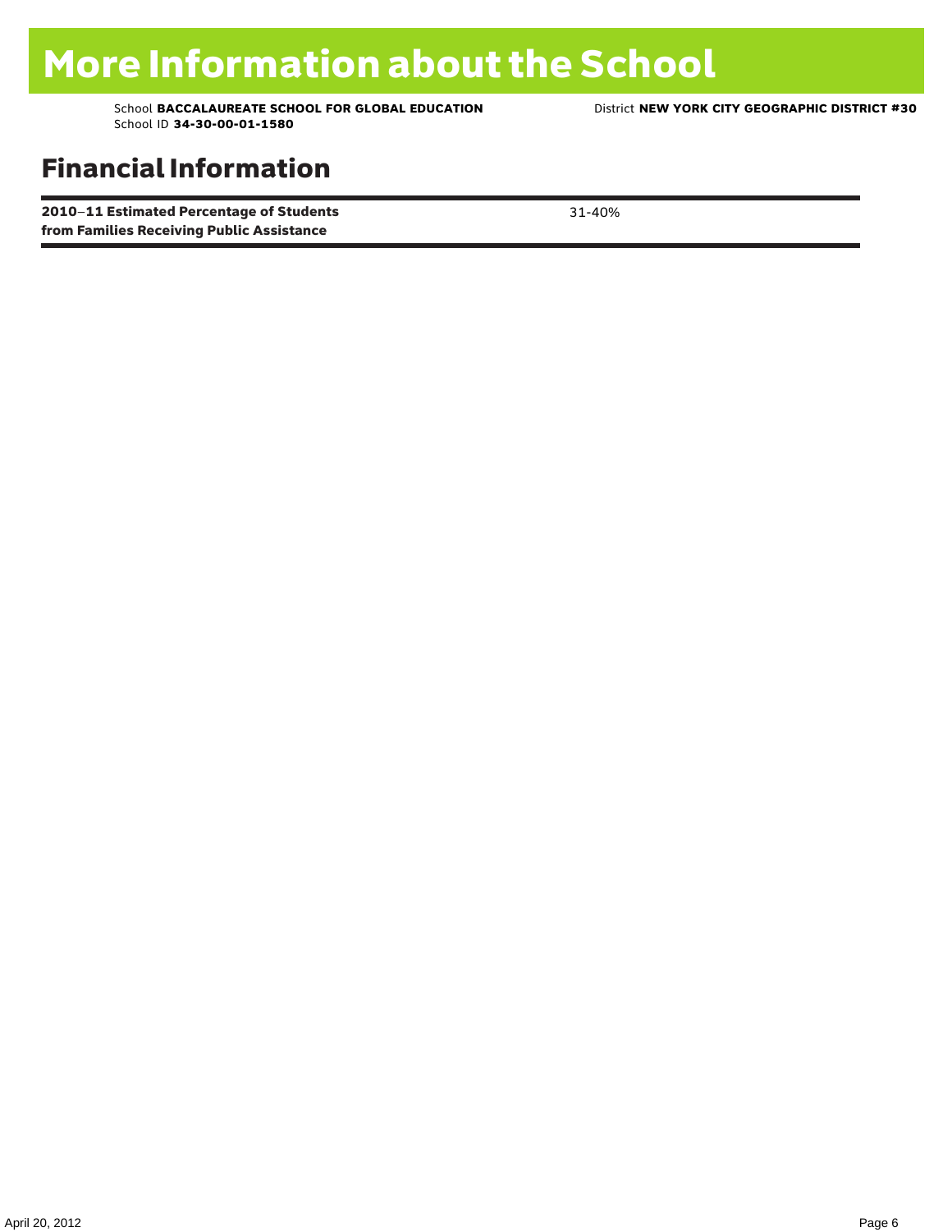# More Information about the School

School **BACCALAUREATE SCHOOL FOR GLOBAL EDUCATION**
District **NEW YORK CITY GEOGRAPHIC DISTRICT #30**
School ID **34-30-00-01-1580**

## Financial Information

| | |
|---|---|
| **2010–11 Estimated Percentage of Students from Families Receiving Public Assistance** | 31-40% |